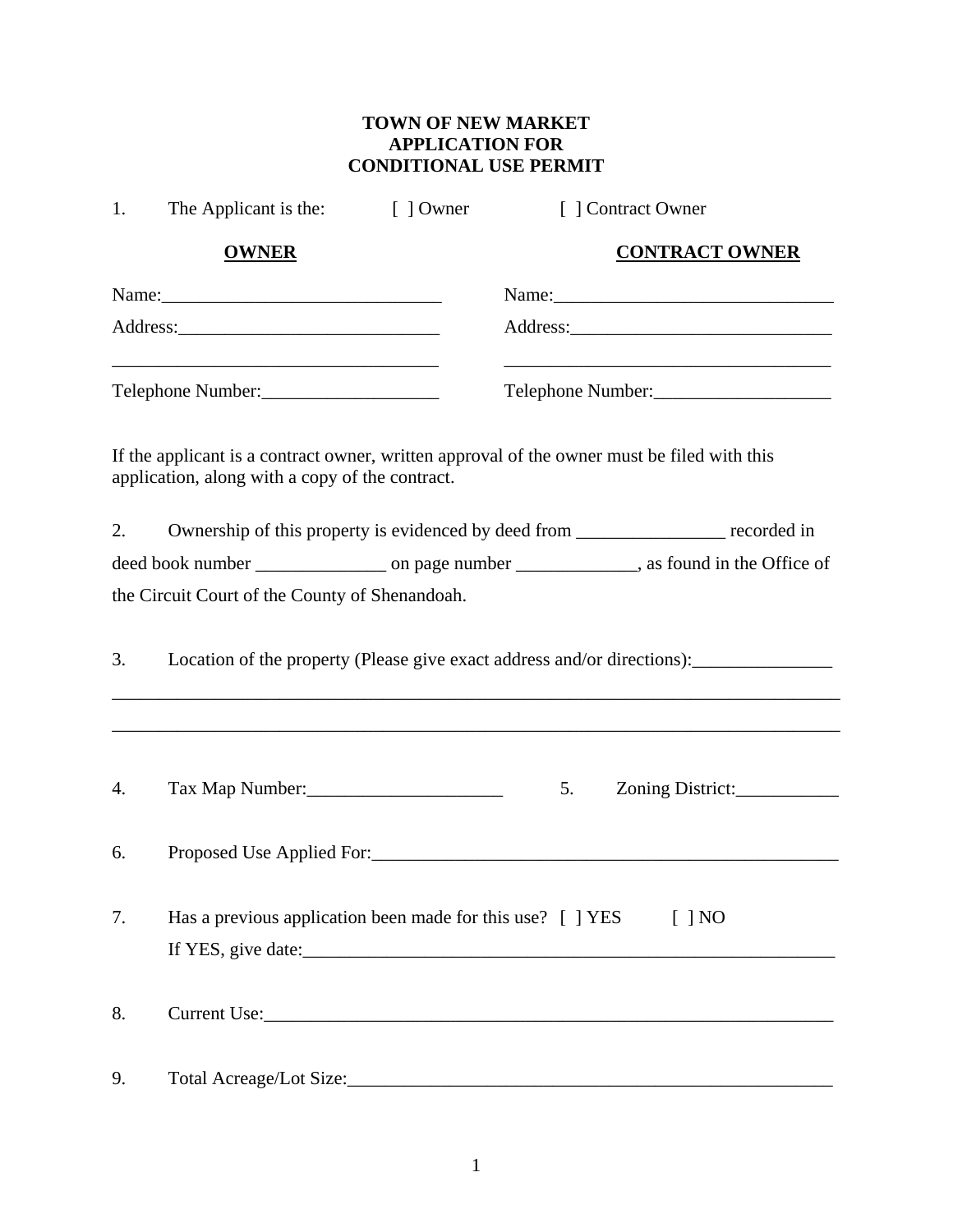**TOWN OF NEW MARKET**
**APPLICATION FOR**
**CONDITIONAL USE PERMIT**

1. The Applicant is the: [ ] Owner [ ] Contract Owner

| **OWNER** | **CONTRACT OWNER** |
|---|---|
| Name:______________________________ | Name:______________________________ |
| Address:____________________________ | Address:____________________________ |
| ____________________________________ | ____________________________________ |
| Telephone Number:___________________ | Telephone Number:___________________ |

If the applicant is a contract owner, written approval of the owner must be filed with this application, along with a copy of the contract.

2. Ownership of this property is evidenced by deed from ________________ recorded in deed book number ______________ on page number _____________, as found in the Office of the Circuit Court of the County of Shenandoah.

3. Location of the property (Please give exact address and/or directions):_______________
_________________________________________________________________________________
_________________________________________________________________________________

4. Tax Map Number:_____________________ 5. Zoning District:___________

6. Proposed Use Applied For:____________________________________________________

7. Has a previous application been made for this use? [ ] YES [ ] NO
If YES, give date:_____________________________________________________________

8. Current Use:_______________________________________________________________

9. Total Acreage/Lot Size:______________________________________________________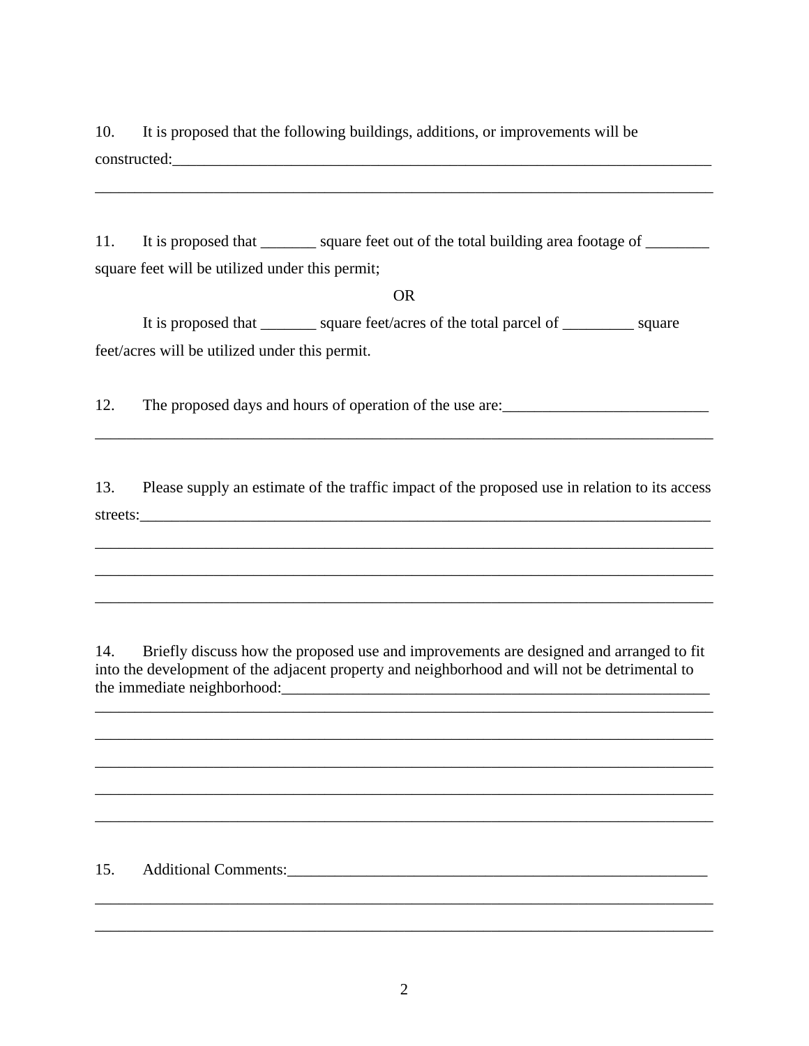10. It is proposed that the following buildings, additions, or improvements will be constructed:_________________________________________________________________________

_________________________________________________________________________________

11. It is proposed that _______ square feet out of the total building area footage of ________ square feet will be utilized under this permit;

OR

It is proposed that _______ square feet/acres of the total parcel of _________ square feet/acres will be utilized under this permit.

12. The proposed days and hours of operation of the use are:__________________________

_________________________________________________________________________________

13. Please supply an estimate of the traffic impact of the proposed use in relation to its access streets:_____________________________________________________________________________

_________________________________________________________________________________

_________________________________________________________________________________

_________________________________________________________________________________

14. Briefly discuss how the proposed use and improvements are designed and arranged to fit into the development of the adjacent property and neighborhood and will not be detrimental to the immediate neighborhood:_________________________________________________________

_________________________________________________________________________________

_________________________________________________________________________________

_________________________________________________________________________________

_________________________________________________________________________________

_________________________________________________________________________________

15. Additional Comments:_________________________________________________________

_________________________________________________________________________________

_________________________________________________________________________________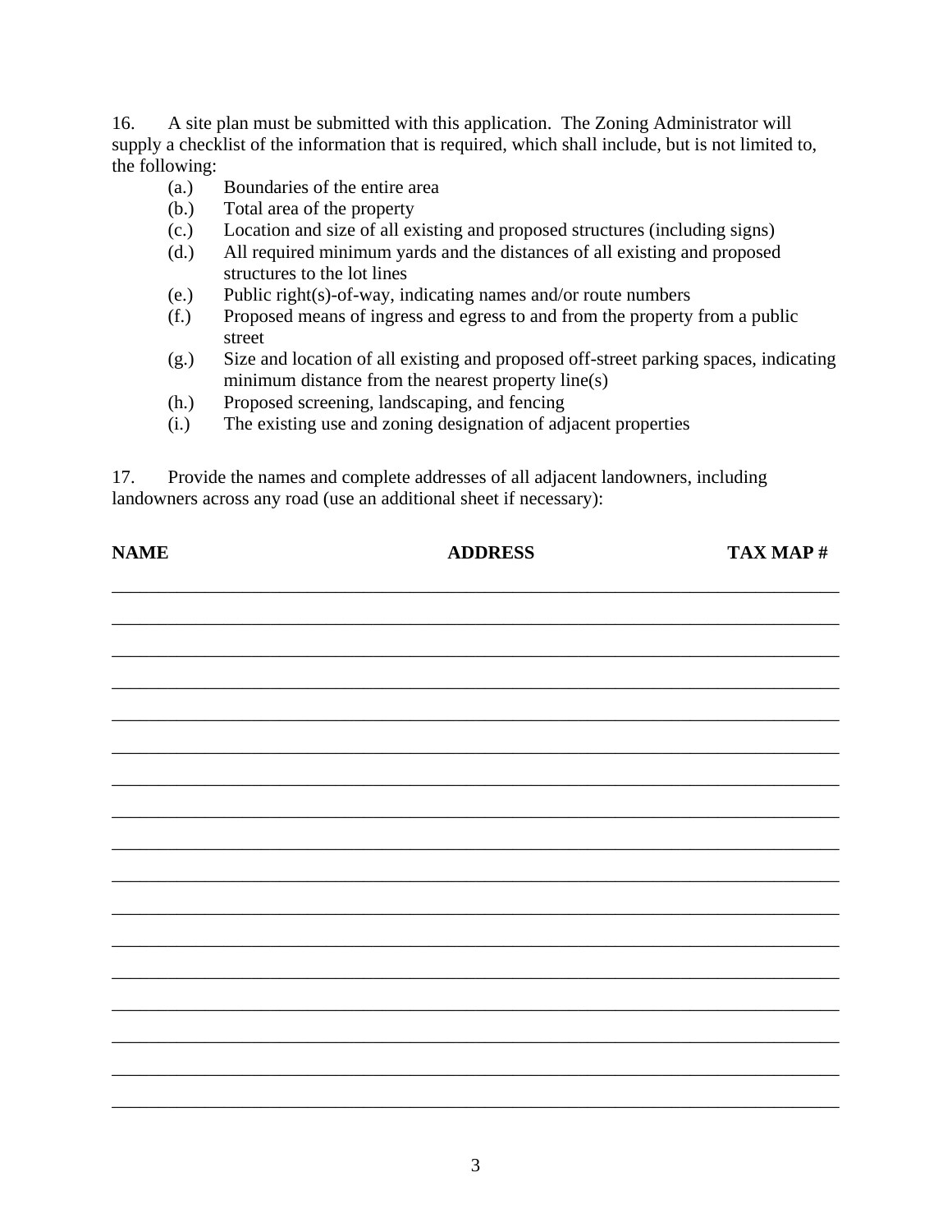16. A site plan must be submitted with this application. The Zoning Administrator will supply a checklist of the information that is required, which shall include, but is not limited to, the following:

- (a.) Boundaries of the entire area
- (b.) Total area of the property
- (c.) Location and size of all existing and proposed structures (including signs)
- (d.) All required minimum yards and the distances of all existing and proposed structures to the lot lines
- (e.) Public right(s)-of-way, indicating names and/or route numbers
- (f.) Proposed means of ingress and egress to and from the property from a public street
- (g.) Size and location of all existing and proposed off-street parking spaces, indicating minimum distance from the nearest property line(s)
- (h.) Proposed screening, landscaping, and fencing
- (i.) The existing use and zoning designation of adjacent properties

17. Provide the names and complete addresses of all adjacent landowners, including landowners across any road (use an additional sheet if necessary):

| NAME | ADDRESS | TAX MAP # |
|---|---|---|
| | | |
| | | |
| | | |
| | | |
| | | |
| | | |
| | | |
| | | |
| | | |
| | | |
| | | |
| | | |
| | | |
| | | |
| | | |
| | | |
| | | |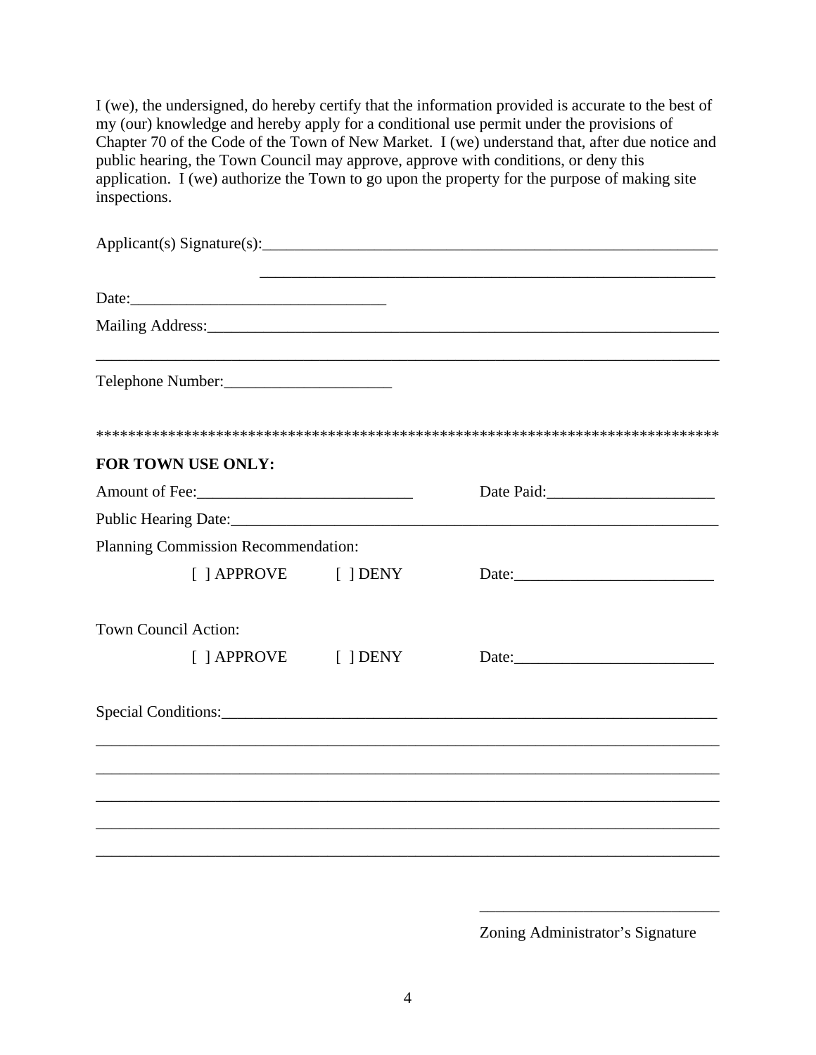I (we), the undersigned, do hereby certify that the information provided is accurate to the best of my (our) knowledge and hereby apply for a conditional use permit under the provisions of Chapter 70 of the Code of the Town of New Market. I (we) understand that, after due notice and public hearing, the Town Council may approve, approve with conditions, or deny this application. I (we) authorize the Town to go upon the property for the purpose of making site inspections.

Applicant(s) Signature(s):_______________________________________________

_______________________________________________

Date:_______________________________

Mailing Address:_______________________________________________

_______________________________________________

Telephone Number:_____________________

******************************************************************************

**FOR TOWN USE ONLY:**

Amount of Fee:___________________________ Date Paid:_____________________

Public Hearing Date:_______________________________________________

Planning Commission Recommendation:

[ ] APPROVE [ ] DENY Date:_________________________

Town Council Action:

[ ] APPROVE [ ] DENY Date:_________________________

Special Conditions:_______________________________________________

_______________________________________________

_______________________________________________

_______________________________________________

_______________________________________________

_______________________________________________

______________________________

Zoning Administrator's Signature